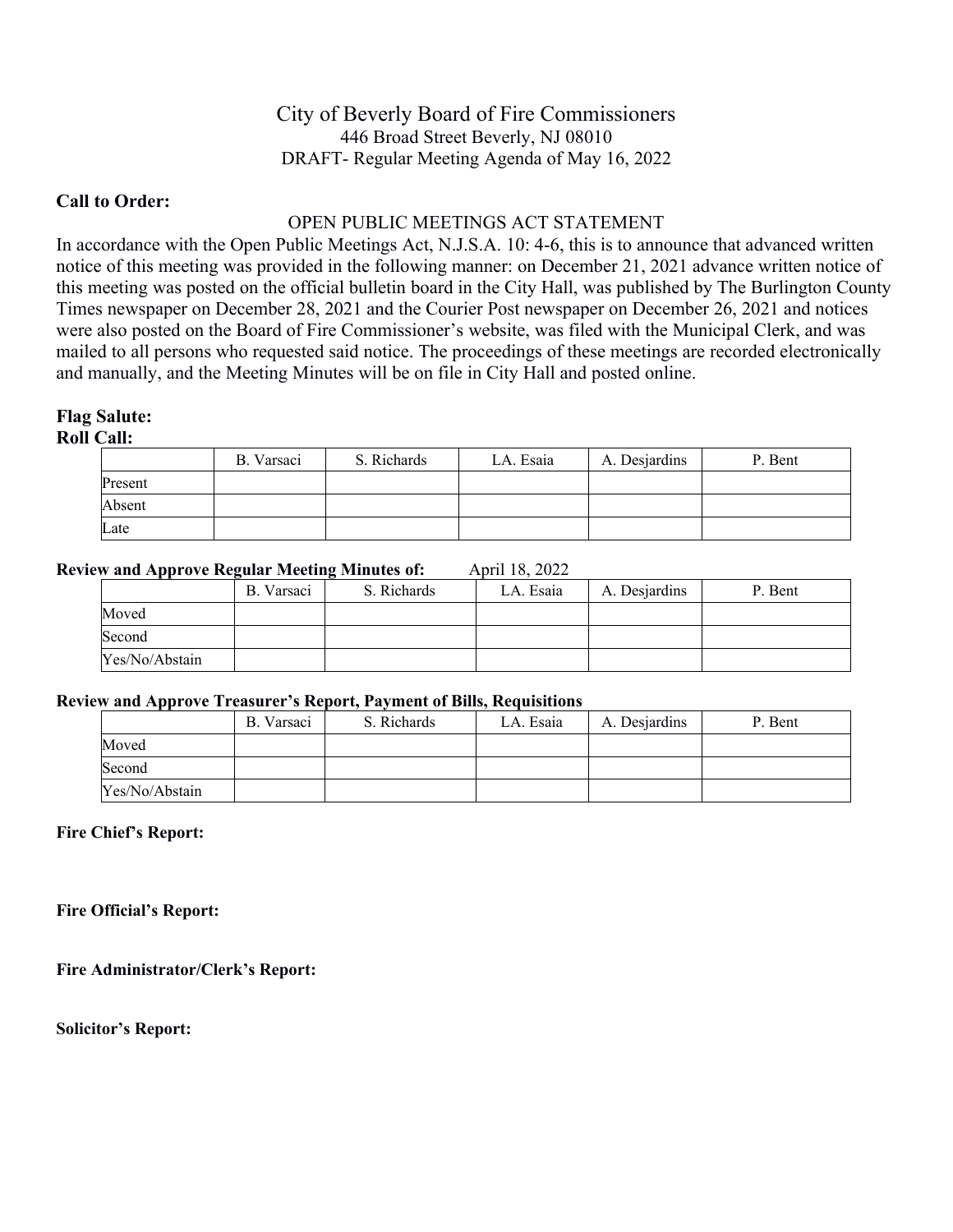# City of Beverly Board of Fire Commissioners

446 Broad Street Beverly, NJ 08010

DRAFT- Regular Meeting Agenda of May 16, 2022

**Call to Order:**

OPEN PUBLIC MEETINGS ACT STATEMENT

In accordance with the Open Public Meetings Act, N.J.S.A. 10: 4-6, this is to announce that advanced written notice of this meeting was provided in the following manner: on December 21, 2021 advance written notice of this meeting was posted on the official bulletin board in the City Hall, was published by The Burlington County Times newspaper on December 28, 2021 and the Courier Post newspaper on December 26, 2021 and notices were also posted on the Board of Fire Commissioner's website, was filed with the Municipal Clerk, and was mailed to all persons who requested said notice. The proceedings of these meetings are recorded electronically and manually, and the Meeting Minutes will be on file in City Hall and posted online.

**Flag Salute:**

**Roll Call:**

| | B. Varsaci | S. Richards | LA. Esaia | A. Desjardins | P. Bent |
|---|---|---|---|---|---|
| Present | | | | | |
| Absent | | | | | |
| Late | | | | | |

**Review and Approve Regular Meeting Minutes of:** April 18, 2022

| | B. Varsaci | S. Richards | LA. Esaia | A. Desjardins | P. Bent |
|---|---|---|---|---|---|
| Moved | | | | | |
| Second | | | | | |
| Yes/No/Abstain | | | | | |

**Review and Approve Treasurer's Report, Payment of Bills, Requisitions**

| | B. Varsaci | S. Richards | LA. Esaia | A. Desjardins | P. Bent |
|---|---|---|---|---|---|
| Moved | | | | | |
| Second | | | | | |
| Yes/No/Abstain | | | | | |

**Fire Chief's Report:**

**Fire Official's Report:**

**Fire Administrator/Clerk's Report:**

**Solicitor's Report:**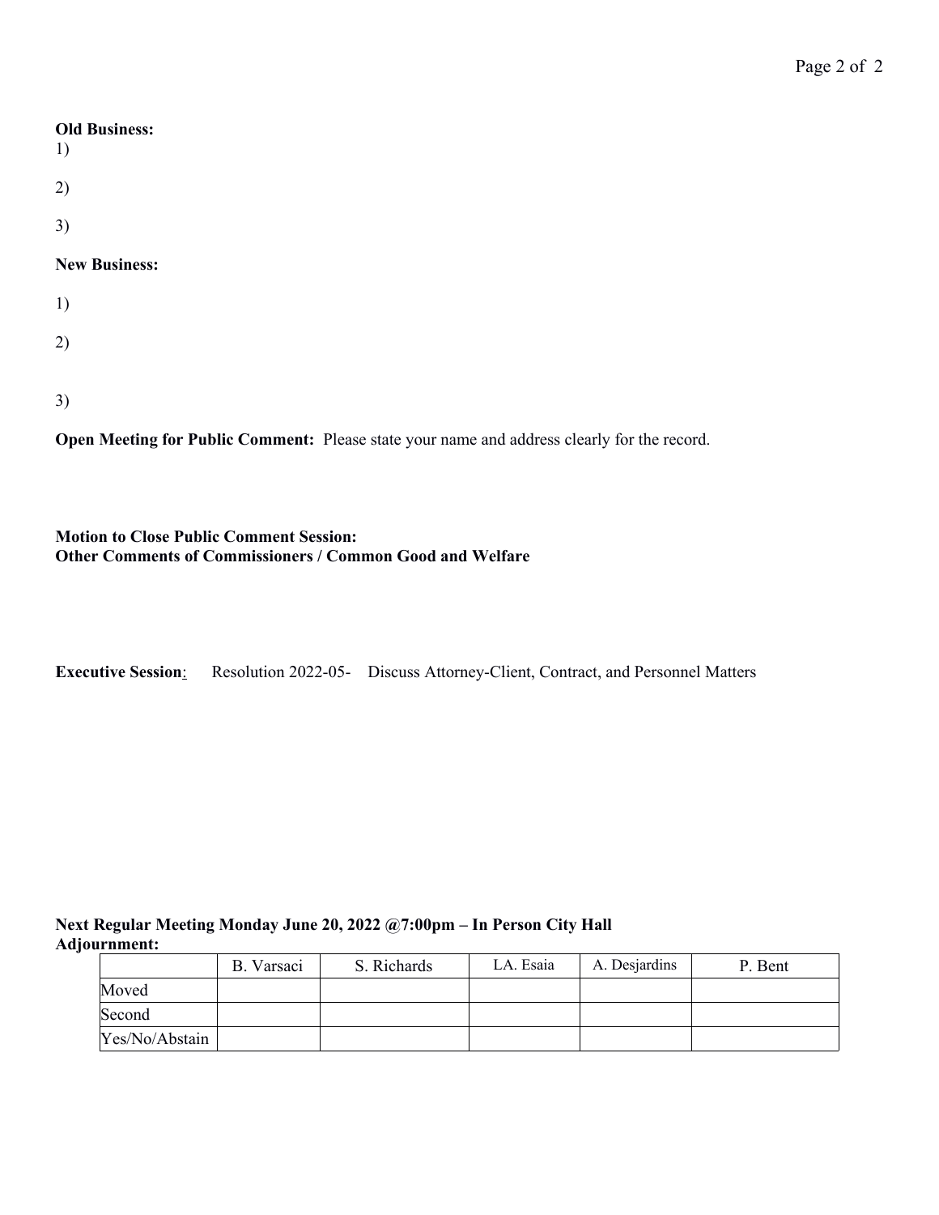**Old Business:**

1)

2)

3)

**New Business:**

1)

2)

3)

**Open Meeting for Public Comment:** Please state your name and address clearly for the record.

**Motion to Close Public Comment Session:**
**Other Comments of Commissioners / Common Good and Welfare**

**Executive Session**: Resolution 2022-05- Discuss Attorney-Client, Contract, and Personnel Matters

**Next Regular Meeting Monday June 20, 2022 @7:00pm – In Person City Hall**
**Adjournment:**

| | B. Varsaci | S. Richards | LA. Esaia | A. Desjardins | P. Bent |
|---|---|---|---|---|---|
| Moved | | | | | |
| Second | | | | | |
| Yes/No/Abstain | | | | | |